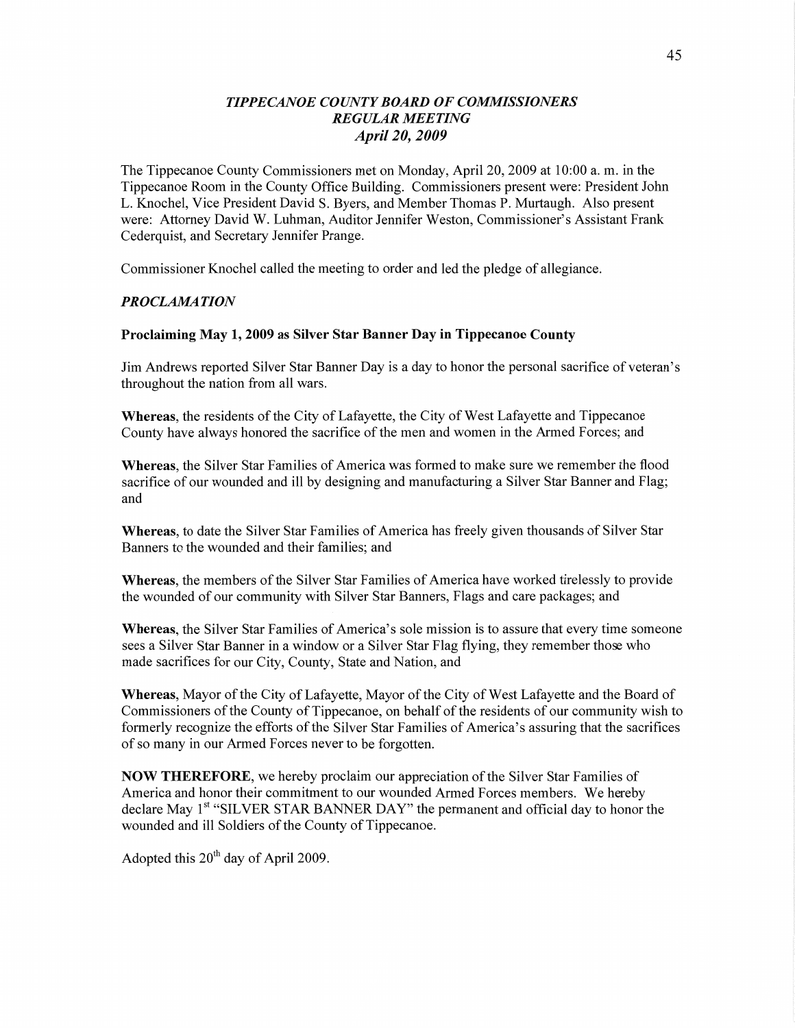# *TIPPECANOE COUNTY BOARD OF COMMISSIONERS*
## *REGULAR MEETING*
### *April 20, 2009*

The Tippecanoe County Commissioners met on Monday, April 20, 2009 at 10:00 a. m. in the Tippecanoe Room in the County Office Building. Commissioners present were: President John L. Knochel, Vice President David S. Byers, and Member Thomas P. Murtaugh. Also present were: Attorney David W. Luhman, Auditor Jennifer Weston, Commissioner's Assistant Frank Cederquist, and Secretary Jennifer Prange.

Commissioner Knochel called the meeting to order and led the pledge of allegiance.

***PROCLAMATION***

**Proclaiming May 1, 2009 as Silver Star Banner Day in Tippecanoe County**

Jim Andrews reported Silver Star Banner Day is a day to honor the personal sacrifice of veteran's throughout the nation from all wars.

**Whereas**, the residents of the City of Lafayette, the City of West Lafayette and Tippecanoe County have always honored the sacrifice of the men and women in the Armed Forces; and

**Whereas**, the Silver Star Families of America was formed to make sure we remember the flood sacrifice of our wounded and ill by designing and manufacturing a Silver Star Banner and Flag; and

**Whereas**, to date the Silver Star Families of America has freely given thousands of Silver Star Banners to the wounded and their families; and

**Whereas**, the members of the Silver Star Families of America have worked tirelessly to provide the wounded of our community with Silver Star Banners, Flags and care packages; and

**Whereas**, the Silver Star Families of America's sole mission is to assure that every time someone sees a Silver Star Banner in a window or a Silver Star Flag flying, they remember those who made sacrifices for our City, County, State and Nation, and

**Whereas**, Mayor of the City of Lafayette, Mayor of the City of West Lafayette and the Board of Commissioners of the County of Tippecanoe, on behalf of the residents of our community wish to formerly recognize the efforts of the Silver Star Families of America's assuring that the sacrifices of so many in our Armed Forces never to be forgotten.

**NOW THEREFORE**, we hereby proclaim our appreciation of the Silver Star Families of America and honor their commitment to our wounded Armed Forces members. We hereby declare May 1st "SILVER STAR BANNER DAY" the permanent and official day to honor the wounded and ill Soldiers of the County of Tippecanoe.

Adopted this 20th day of April 2009.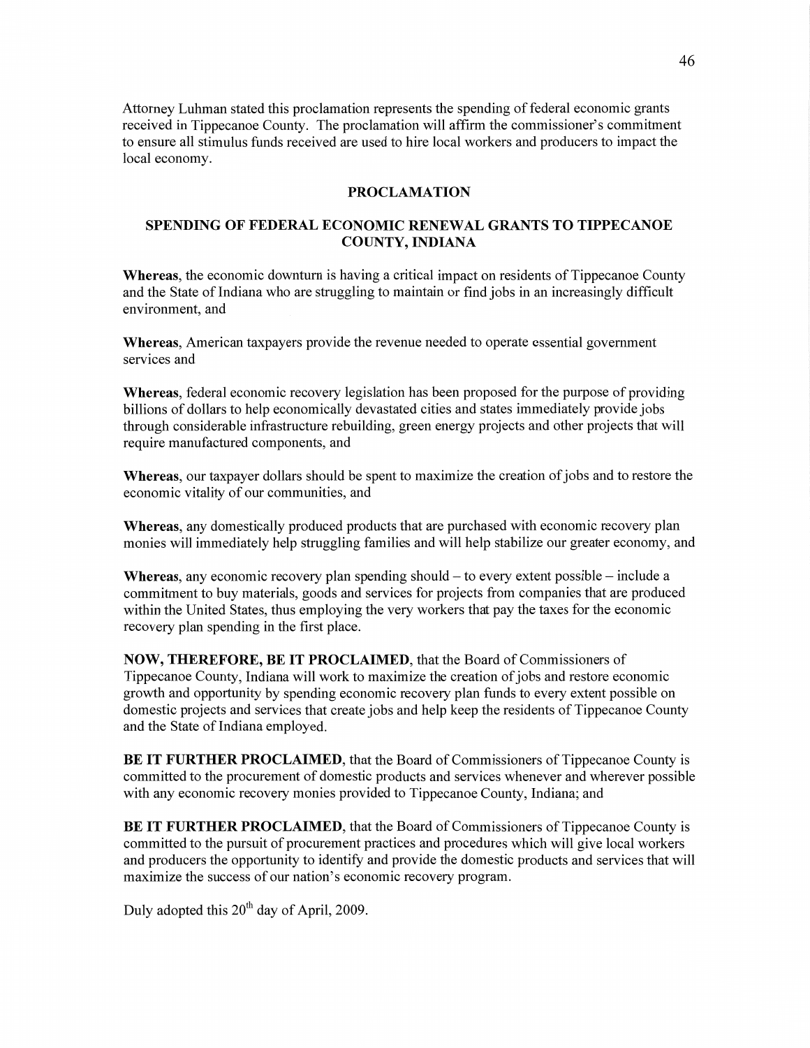Attorney Luhman stated this proclamation represents the spending of federal economic grants received in Tippecanoe County. The proclamation will affirm the commissioner's commitment to ensure all stimulus funds received are used to hire local workers and producers to impact the local economy.

## PROCLAMATION

## SPENDING OF FEDERAL ECONOMIC RENEWAL GRANTS TO TIPPECANOE COUNTY, INDIANA

**Whereas**, the economic downturn is having a critical impact on residents of Tippecanoe County and the State of Indiana who are struggling to maintain or find jobs in an increasingly difficult environment, and

**Whereas**, American taxpayers provide the revenue needed to operate essential government services and

**Whereas**, federal economic recovery legislation has been proposed for the purpose of providing billions of dollars to help economically devastated cities and states immediately provide jobs through considerable infrastructure rebuilding, green energy projects and other projects that will require manufactured components, and

**Whereas**, our taxpayer dollars should be spent to maximize the creation of jobs and to restore the economic vitality of our communities, and

**Whereas**, any domestically produced products that are purchased with economic recovery plan monies will immediately help struggling families and will help stabilize our greater economy, and

**Whereas**, any economic recovery plan spending should – to every extent possible – include a commitment to buy materials, goods and services for projects from companies that are produced within the United States, thus employing the very workers that pay the taxes for the economic recovery plan spending in the first place.

**NOW, THEREFORE, BE IT PROCLAIMED**, that the Board of Commissioners of Tippecanoe County, Indiana will work to maximize the creation of jobs and restore economic growth and opportunity by spending economic recovery plan funds to every extent possible on domestic projects and services that create jobs and help keep the residents of Tippecanoe County and the State of Indiana employed.

**BE IT FURTHER PROCLAIMED**, that the Board of Commissioners of Tippecanoe County is committed to the procurement of domestic products and services whenever and wherever possible with any economic recovery monies provided to Tippecanoe County, Indiana; and

**BE IT FURTHER PROCLAIMED**, that the Board of Commissioners of Tippecanoe County is committed to the pursuit of procurement practices and procedures which will give local workers and producers the opportunity to identify and provide the domestic products and services that will maximize the success of our nation's economic recovery program.

Duly adopted this 20th day of April, 2009.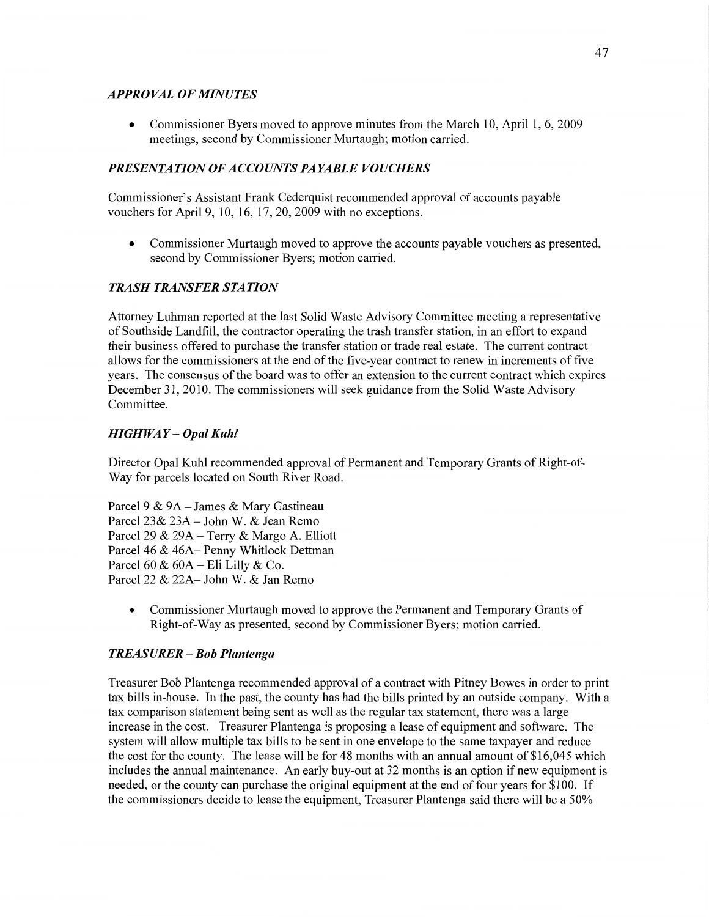### *APPROVAL OF MINUTES*

- Commissioner Byers moved to approve minutes from the March 10, April 1, 6, 2009 meetings, second by Commissioner Murtaugh; motion carried.

### *PRESENTATION OF ACCOUNTS PAYABLE VOUCHERS*

Commissioner's Assistant Frank Cederquist recommended approval of accounts payable vouchers for April 9, 10, 16, 17, 20, 2009 with no exceptions.

- Commissioner Murtaugh moved to approve the accounts payable vouchers as presented, second by Commissioner Byers; motion carried.

### *TRASH TRANSFER STATION*

Attorney Luhman reported at the last Solid Waste Advisory Committee meeting a representative of Southside Landfill, the contractor operating the trash transfer station, in an effort to expand their business offered to purchase the transfer station or trade real estate. The current contract allows for the commissioners at the end of the five-year contract to renew in increments of five years. The consensus of the board was to offer an extension to the current contract which expires December 31, 2010. The commissioners will seek guidance from the Solid Waste Advisory Committee.

### *HIGHWAY – Opal Kuhl*

Director Opal Kuhl recommended approval of Permanent and Temporary Grants of Right-of-Way for parcels located on South River Road.

Parcel 9 & 9A – James & Mary Gastineau
Parcel 23& 23A – John W. & Jean Remo
Parcel 29 & 29A – Terry & Margo A. Elliott
Parcel 46 & 46A– Penny Whitlock Dettman
Parcel 60 & 60A – Eli Lilly & Co.
Parcel 22 & 22A– John W. & Jan Remo

- Commissioner Murtaugh moved to approve the Permanent and Temporary Grants of Right-of-Way as presented, second by Commissioner Byers; motion carried.

### *TREASURER – Bob Plantenga*

Treasurer Bob Plantenga recommended approval of a contract with Pitney Bowes in order to print tax bills in-house. In the past, the county has had the bills printed by an outside company. With a tax comparison statement being sent as well as the regular tax statement, there was a large increase in the cost. Treasurer Plantenga is proposing a lease of equipment and software. The system will allow multiple tax bills to be sent in one envelope to the same taxpayer and reduce the cost for the county. The lease will be for 48 months with an annual amount of $16,045 which includes the annual maintenance. An early buy-out at 32 months is an option if new equipment is needed, or the county can purchase the original equipment at the end of four years for $100. If the commissioners decide to lease the equipment, Treasurer Plantenga said there will be a 50%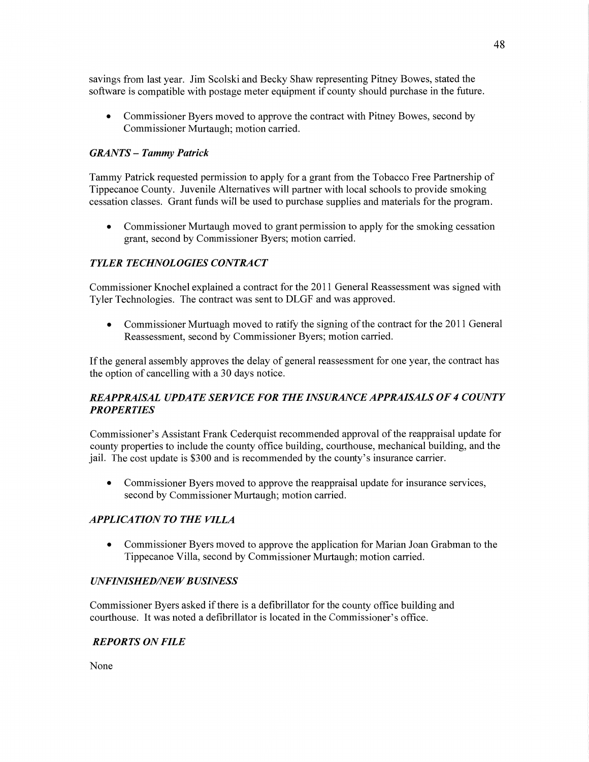savings from last year. Jim Scolski and Becky Shaw representing Pitney Bowes, stated the software is compatible with postage meter equipment if county should purchase in the future.

- Commissioner Byers moved to approve the contract with Pitney Bowes, second by Commissioner Murtaugh; motion carried.

### *GRANTS – Tammy Patrick*

Tammy Patrick requested permission to apply for a grant from the Tobacco Free Partnership of Tippecanoe County. Juvenile Alternatives will partner with local schools to provide smoking cessation classes. Grant funds will be used to purchase supplies and materials for the program.

- Commissioner Murtaugh moved to grant permission to apply for the smoking cessation grant, second by Commissioner Byers; motion carried.

### *TYLER TECHNOLOGIES CONTRACT*

Commissioner Knochel explained a contract for the 2011 General Reassessment was signed with Tyler Technologies. The contract was sent to DLGF and was approved.

- Commissioner Murtuagh moved to ratify the signing of the contract for the 2011 General Reassessment, second by Commissioner Byers; motion carried.

If the general assembly approves the delay of general reassessment for one year, the contract has the option of cancelling with a 30 days notice.

### *REAPPRAISAL UPDATE SERVICE FOR THE INSURANCE APPRAISALS OF 4 COUNTY PROPERTIES*

Commissioner's Assistant Frank Cederquist recommended approval of the reappraisal update for county properties to include the county office building, courthouse, mechanical building, and the jail. The cost update is $300 and is recommended by the county's insurance carrier.

- Commissioner Byers moved to approve the reappraisal update for insurance services, second by Commissioner Murtaugh; motion carried.

### *APPLICATION TO THE VILLA*

- Commissioner Byers moved to approve the application for Marian Joan Grabman to the Tippecanoe Villa, second by Commissioner Murtaugh; motion carried.

### *UNFINISHED/NEW BUSINESS*

Commissioner Byers asked if there is a defibrillator for the county office building and courthouse. It was noted a defibrillator is located in the Commissioner's office.

### *REPORTS ON FILE*

None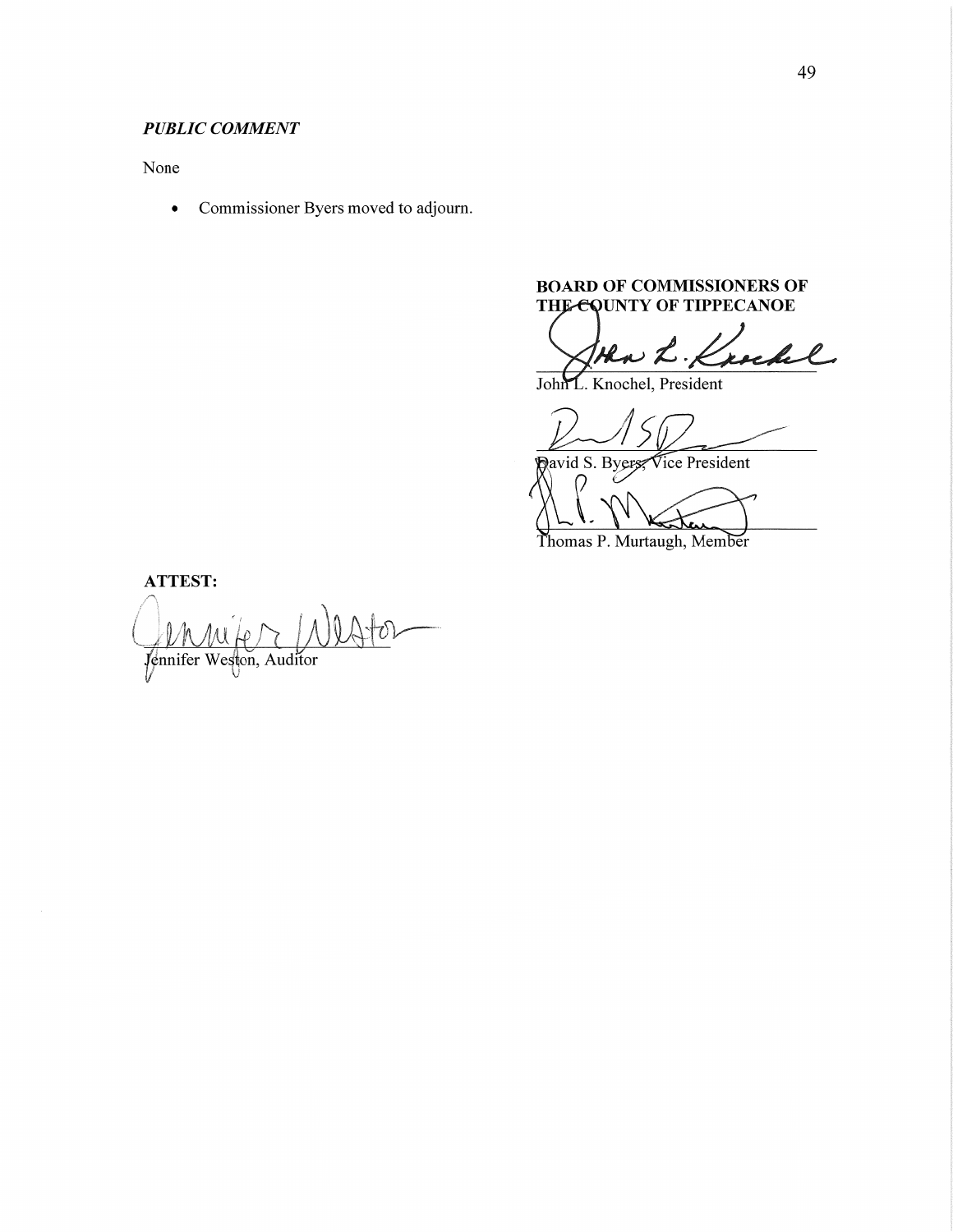***PUBLIC COMMENT***

None

- Commissioner Byers moved to adjourn.

**BOARD OF COMMISSIONERS OF THE COUNTY OF TIPPECANOE**

John L. Knochel, President

David S. Byers, Vice President

Thomas P. Murtaugh, Member

**ATTEST:**

Jennifer Weston, Auditor